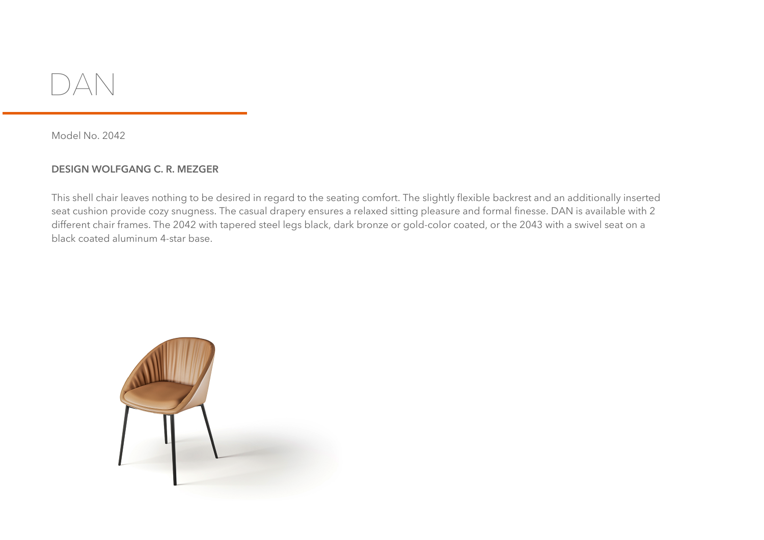# DAN

Model No. 2042

**DESIGN WOLFGANG C. R. MEZGER**

This shell chair leaves nothing to be desired in regard to the seating comfort. The slightly flexible backrest and an additionally inserted seat cushion provide cozy snugness. The casual drapery ensures a relaxed sitting pleasure and formal finesse. DAN is available with 2 different chair frames. The 2042 with tapered steel legs black, dark bronze or gold-color coated, or the 2043 with a swivel seat on a black coated aluminum 4-star base.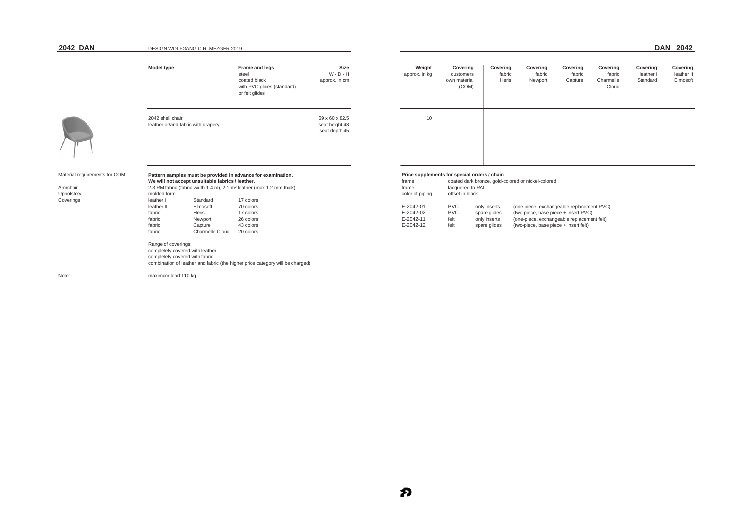## 2042 DAN

DESIGN WOLFGANG C.R. MEZGER 2019

| Model type | Frame and legs | Size | Weight | Covering | Covering | Covering | Covering | Covering | Covering | Covering |
|---|---|---|---|---|---|---|---|---|---|---|
| | steel<br>coated black<br>with PVC glides (standard)<br>or felt glides | W - D - H<br>approx. in cm | approx. in kg | customers own material (COM) | fabric Heris | fabric Newport | fabric Capture | fabric Charmelle Cloud | leather I Standard | leather II Elmosoft |
| 2042 shell chair<br>leather or/and fabric with drapery | | 59 x 60 x 82.5<br>seat height 48<br>seat depth 45 | 10 | | | | | | | |

Material requirements for COM:

**Pattern samples must be provided in advance for examination.**
**We will not accept unsuitable fabrics / leather.**

Armchair: 2.3 RM fabric (fabric width 1.4 m), 2.1 m² leather (max.1.2 mm thick)

Upholstery: molded form

Coverings:

| | | |
|---|---|---|
| leather I | Standard | 17 colors |
| leather II | Elmosoft | 70 colors |
| fabric | Heris | 17 colors |
| fabric | Newport | 26 colors |
| fabric | Capture | 43 colors |
| fabric | Charmelle Cloud | 20 colors |

Range of coverings:
completely covered with leather
completely covered with fabric
combination of leather and fabric (the higher price category will be charged)

Note: maximum load 110 kg

**Price supplements for special orders / chair:**

| | | | |
|---|---|---|---|
| frame | coated dark bronze, gold-colored or nickel-colored | | |
| frame | lacquered to RAL | | |
| color of piping | offset in black | | |
| E-2042-01 | PVC | only inserts | (one-piece, exchangeable replacement PVC) |
| E-2042-02 | PVC | spare glides | (two-piece, base piece + insert PVC) |
| E-2042-11 | felt | only inserts | (one-piece, exchangeable replacement felt) |
| E-2042-12 | felt | spare glides | (two-piece, base piece + insert felt) |